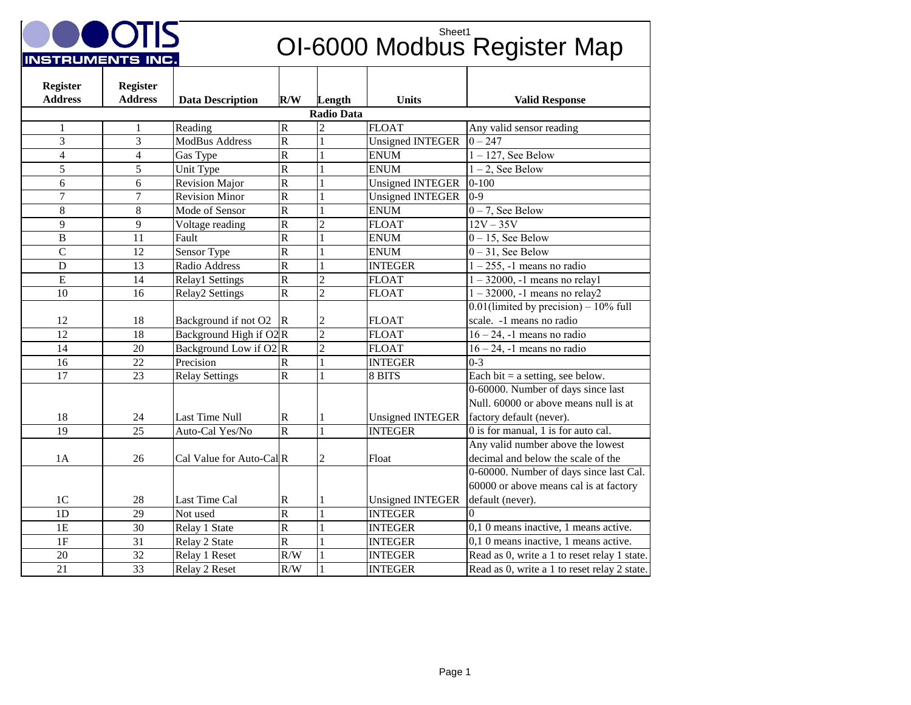# OI-6000 Modbus Register Map

OTIS INSTRUMENTS INC.

| Register Address | Register Address | Data Description | R/W | Length | Units | Valid Response |
|---|---|---|---|---|---|---|
| | | | Radio Data | | | |
| 1 | 1 | Reading | R | 2 | FLOAT | Any valid sensor reading |
| 3 | 3 | ModBus Address | R | 1 | Unsigned INTEGER | 0 – 247 |
| 4 | 4 | Gas Type | R | 1 | ENUM | 1 – 127, See Below |
| 5 | 5 | Unit Type | R | 1 | ENUM | 1 – 2, See Below |
| 6 | 6 | Revision Major | R | 1 | Unsigned INTEGER | 0-100 |
| 7 | 7 | Revision Minor | R | 1 | Unsigned INTEGER | 0-9 |
| 8 | 8 | Mode of Sensor | R | 1 | ENUM | 0 – 7, See Below |
| 9 | 9 | Voltage reading | R | 2 | FLOAT | 12V – 35V |
| B | 11 | Fault | R | 1 | ENUM | 0 – 15, See Below |
| C | 12 | Sensor Type | R | 1 | ENUM | 0 – 31, See Below |
| D | 13 | Radio Address | R | 1 | INTEGER | 1 – 255, -1 means no radio |
| E | 14 | Relay1 Settings | R | 2 | FLOAT | 1 – 32000, -1 means no relay1 |
| 10 | 16 | Relay2 Settings | R | 2 | FLOAT | 1 – 32000, -1 means no relay2 |
| 12 | 18 | Background if not O2 | R | 2 | FLOAT | 0.01(limited by precision) – 10% full scale. -1 means no radio |
| 12 | 18 | Background High if O2 | R | 2 | FLOAT | 16 – 24, -1 means no radio |
| 14 | 20 | Background Low if O2 | R | 2 | FLOAT | 16 – 24, -1 means no radio |
| 16 | 22 | Precision | R | 1 | INTEGER | 0-3 |
| 17 | 23 | Relay Settings | R | 1 | 8 BITS | Each bit = a setting, see below. |
| 18 | 24 | Last Time Null | R | 1 | Unsigned INTEGER | 0-60000. Number of days since last Null. 60000 or above means null is at factory default (never). |
| 19 | 25 | Auto-Cal Yes/No | R | 1 | INTEGER | 0 is for manual, 1 is for auto cal. |
| 1A | 26 | Cal Value for Auto-Cal | R | 2 | Float | Any valid number above the lowest decimal and below the scale of the |
| 1C | 28 | Last Time Cal | R | 1 | Unsigned INTEGER | 0-60000. Number of days since last Cal. 60000 or above means cal is at factory default (never). |
| 1D | 29 | Not used | R | 1 | INTEGER | 0 |
| 1E | 30 | Relay 1 State | R | 1 | INTEGER | 0,1 0 means inactive, 1 means active. |
| 1F | 31 | Relay 2 State | R | 1 | INTEGER | 0,1 0 means inactive, 1 means active. |
| 20 | 32 | Relay 1 Reset | R/W | 1 | INTEGER | Read as 0, write a 1 to reset relay 1 state. |
| 21 | 33 | Relay 2 Reset | R/W | 1 | INTEGER | Read as 0, write a 1 to reset relay 2 state. |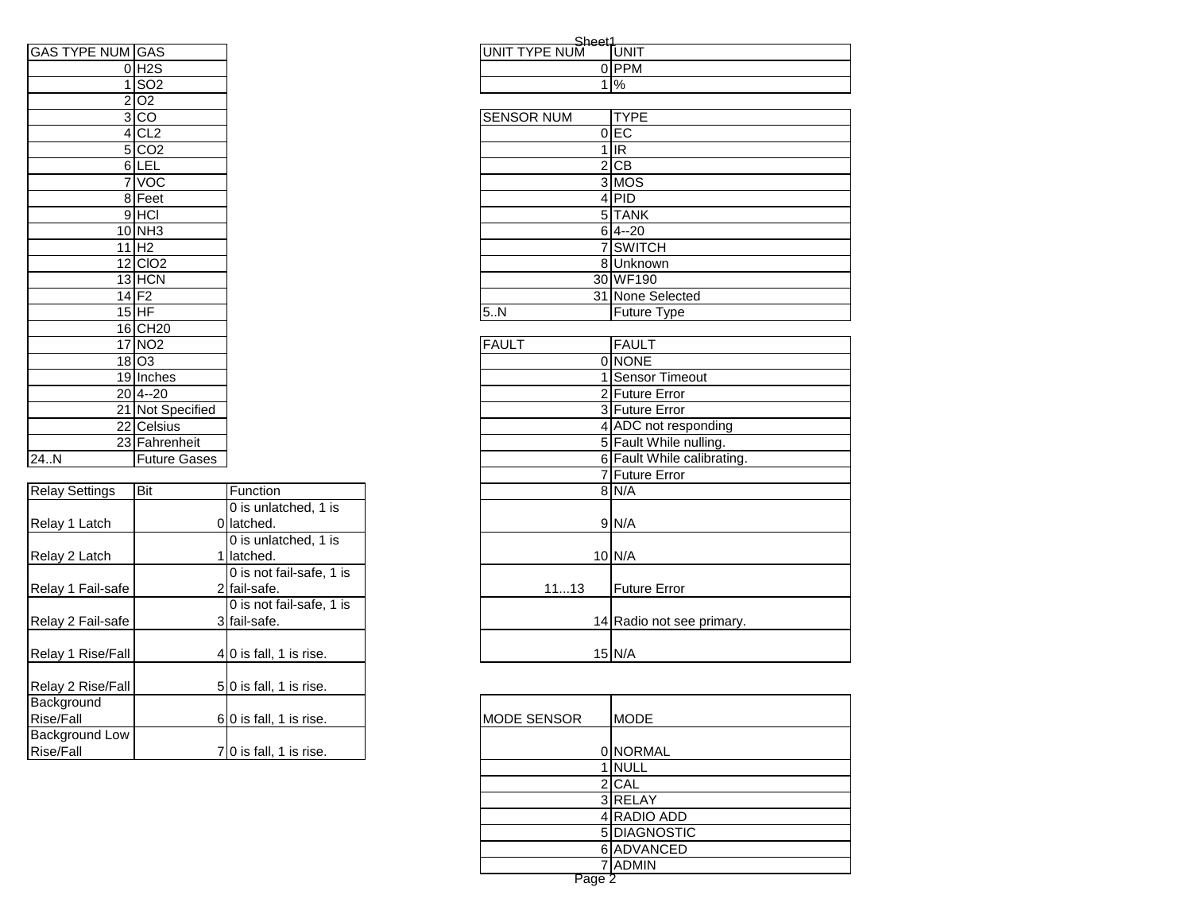| GAS TYPE NUM | GAS |
|---|---|
| 0 | H2S |
| 1 | SO2 |
| 2 | O2 |
| 3 | CO |
| 4 | CL2 |
| 5 | CO2 |
| 6 | LEL |
| 7 | VOC |
| 8 | Feet |
| 9 | HCl |
| 10 | NH3 |
| 11 | H2 |
| 12 | ClO2 |
| 13 | HCN |
| 14 | F2 |
| 15 | HF |
| 16 | CH20 |
| 17 | NO2 |
| 18 | O3 |
| 19 | Inches |
| 20 | 4--20 |
| 21 | Not Specified |
| 22 | Celsius |
| 23 | Fahrenheit |
| 24..N | Future Gases |

| Relay Settings | Bit | Function |
|---|---|---|
| Relay 1 Latch | 0 | 0 is unlatched, 1 is latched. |
| Relay 2 Latch | 1 | 0 is unlatched, 1 is latched. |
| Relay 1 Fail-safe | 2 | 0 is not fail-safe, 1 is fail-safe. |
| Relay 2 Fail-safe | 3 | 0 is not fail-safe, 1 is fail-safe. |
| Relay 1 Rise/Fall | 4 | 0 is fall, 1 is rise. |
| Relay 2 Rise/Fall | 5 | 0 is fall, 1 is rise. |
| Background Rise/Fall | 6 | 0 is fall, 1 is rise. |
| Background Low Rise/Fall | 7 | 0 is fall, 1 is rise. |

| UNIT TYPE NUM | UNIT |
|---|---|
| 0 | PPM |
| 1 | % |

| SENSOR NUM | TYPE |
|---|---|
| 0 | EC |
| 1 | IR |
| 2 | CB |
| 3 | MOS |
| 4 | PID |
| 5 | TANK |
| 6 | 4--20 |
| 7 | SWITCH |
| 8 | Unknown |
| 30 | WF190 |
| 31 | None Selected |
| 5..N | Future Type |

| FAULT | FAULT |
|---|---|
| 0 | NONE |
| 1 | Sensor Timeout |
| 2 | Future Error |
| 3 | Future Error |
| 4 | ADC not responding |
| 5 | Fault While nulling. |
| 6 | Fault While calibrating. |
| 7 | Future Error |
| 8 | N/A |
| 9 | N/A |
| 10 | N/A |
| 11...13 | Future Error |
| 14 | Radio not see primary. |
| 15 | N/A |

| MODE SENSOR | MODE |
|---|---|
| 0 | NORMAL |
| 1 | NULL |
| 2 | CAL |
| 3 | RELAY |
| 4 | RADIO ADD |
| 5 | DIAGNOSTIC |
| 6 | ADVANCED |
| 7 | ADMIN |